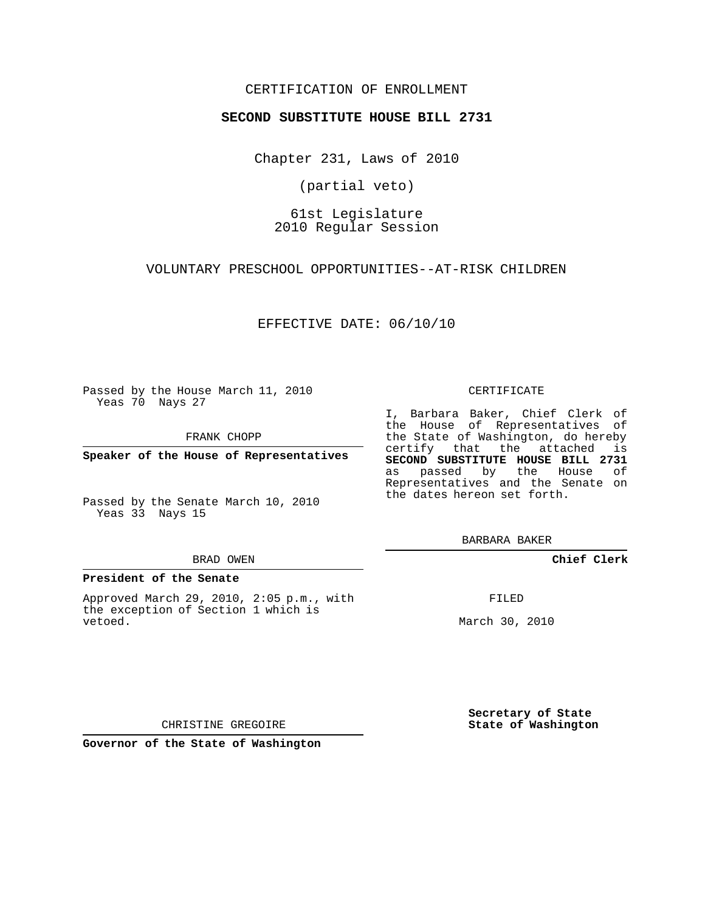CERTIFICATION OF ENROLLMENT

**SECOND SUBSTITUTE HOUSE BILL 2731**

Chapter 231, Laws of 2010

(partial veto)

61st Legislature
2010 Regular Session

VOLUNTARY PRESCHOOL OPPORTUNITIES--AT-RISK CHILDREN

EFFECTIVE DATE: 06/10/10

Passed by the House March 11, 2010
Yeas 70 Nays 27

FRANK CHOPP

**Speaker of the House of Representatives**

Passed by the Senate March 10, 2010
Yeas 33 Nays 15

BRAD OWEN

**President of the Senate**

Approved March 29, 2010, 2:05 p.m., with the exception of Section 1 which is vetoed.

CHRISTINE GREGOIRE

**Governor of the State of Washington**

CERTIFICATE

I, Barbara Baker, Chief Clerk of the House of Representatives of the State of Washington, do hereby certify that the attached is **SECOND SUBSTITUTE HOUSE BILL 2731** as passed by the House of Representatives and the Senate on the dates hereon set forth.

BARBARA BAKER

**Chief Clerk**

FILED

March 30, 2010

**Secretary of State**
**State of Washington**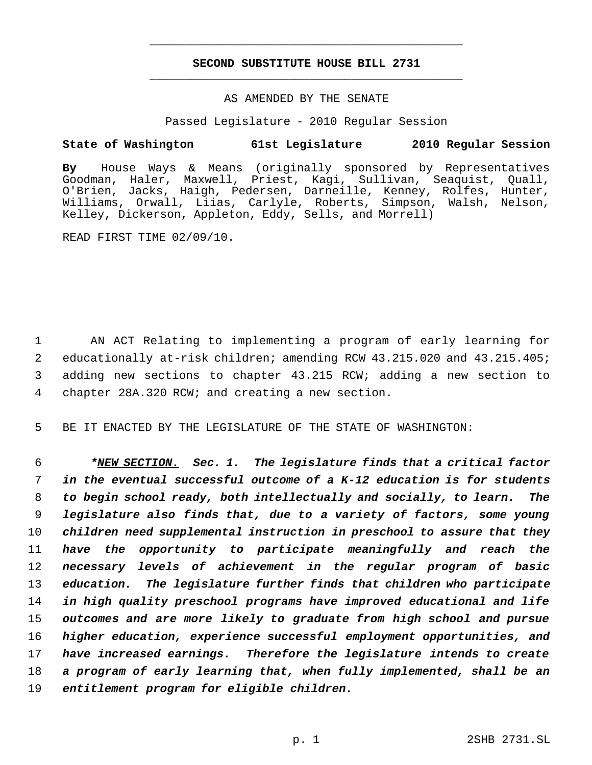**SECOND SUBSTITUTE HOUSE BILL 2731**

AS AMENDED BY THE SENATE

Passed Legislature - 2010 Regular Session

**State of Washington 61st Legislature 2010 Regular Session**

**By** House Ways & Means (originally sponsored by Representatives Goodman, Haler, Maxwell, Priest, Kagi, Sullivan, Seaquist, Quall, O'Brien, Jacks, Haigh, Pedersen, Darneille, Kenney, Rolfes, Hunter, Williams, Orwall, Liias, Carlyle, Roberts, Simpson, Walsh, Nelson, Kelley, Dickerson, Appleton, Eddy, Sells, and Morrell)

READ FIRST TIME 02/09/10.

1 AN ACT Relating to implementing a program of early learning for
2 educationally at-risk children; amending RCW 43.215.020 and 43.215.405;
3 adding new sections to chapter 43.215 RCW; adding a new section to
4 chapter 28A.320 RCW; and creating a new section.

5 BE IT ENACTED BY THE LEGISLATURE OF THE STATE OF WASHINGTON:

6 ***NEW SECTION. Sec. 1. The legislature finds that a critical factor**
7 ***in the eventual successful outcome of a K-12 education is for students***
8 ***to begin school ready, both intellectually and socially, to learn. The***
9 ***legislature also finds that, due to a variety of factors, some young***
10 ***children need supplemental instruction in preschool to assure that they***
11 ***have the opportunity to participate meaningfully and reach the***
12 ***necessary levels of achievement in the regular program of basic***
13 ***education. The legislature further finds that children who participate***
14 ***in high quality preschool programs have improved educational and life***
15 ***outcomes and are more likely to graduate from high school and pursue***
16 ***higher education, experience successful employment opportunities, and***
17 ***have increased earnings. Therefore the legislature intends to create***
18 ***a program of early learning that, when fully implemented, shall be an***
19 ***entitlement program for eligible children.***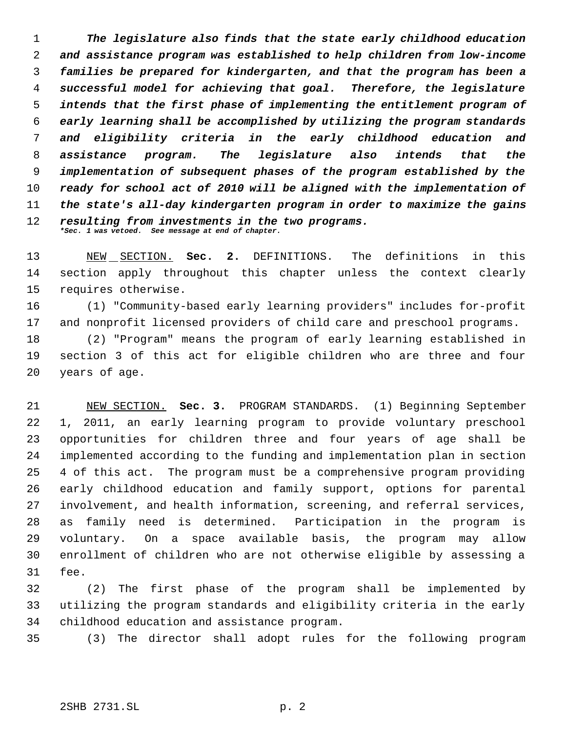***The legislature also finds that the state early childhood education and assistance program was established to help children from low-income families be prepared for kindergarten, and that the program has been a successful model for achieving that goal. Therefore, the legislature intends that the first phase of implementing the entitlement program of early learning shall be accomplished by utilizing the program standards and eligibility criteria in the early childhood education and assistance program. The legislature also intends that the implementation of subsequent phases of the program established by the ready for school act of 2010 will be aligned with the implementation of the state's all-day kindergarten program in order to maximize the gains resulting from investments in the two programs.***

***\*Sec. 1 was vetoed. See message at end of chapter.***

NEW SECTION. **Sec. 2.** DEFINITIONS. The definitions in this section apply throughout this chapter unless the context clearly requires otherwise.

(1) "Community-based early learning providers" includes for-profit and nonprofit licensed providers of child care and preschool programs.

(2) "Program" means the program of early learning established in section 3 of this act for eligible children who are three and four years of age.

NEW SECTION. **Sec. 3.** PROGRAM STANDARDS. (1) Beginning September 1, 2011, an early learning program to provide voluntary preschool opportunities for children three and four years of age shall be implemented according to the funding and implementation plan in section 4 of this act. The program must be a comprehensive program providing early childhood education and family support, options for parental involvement, and health information, screening, and referral services, as family need is determined. Participation in the program is voluntary. On a space available basis, the program may allow enrollment of children who are not otherwise eligible by assessing a fee.

(2) The first phase of the program shall be implemented by utilizing the program standards and eligibility criteria in the early childhood education and assistance program.

(3) The director shall adopt rules for the following program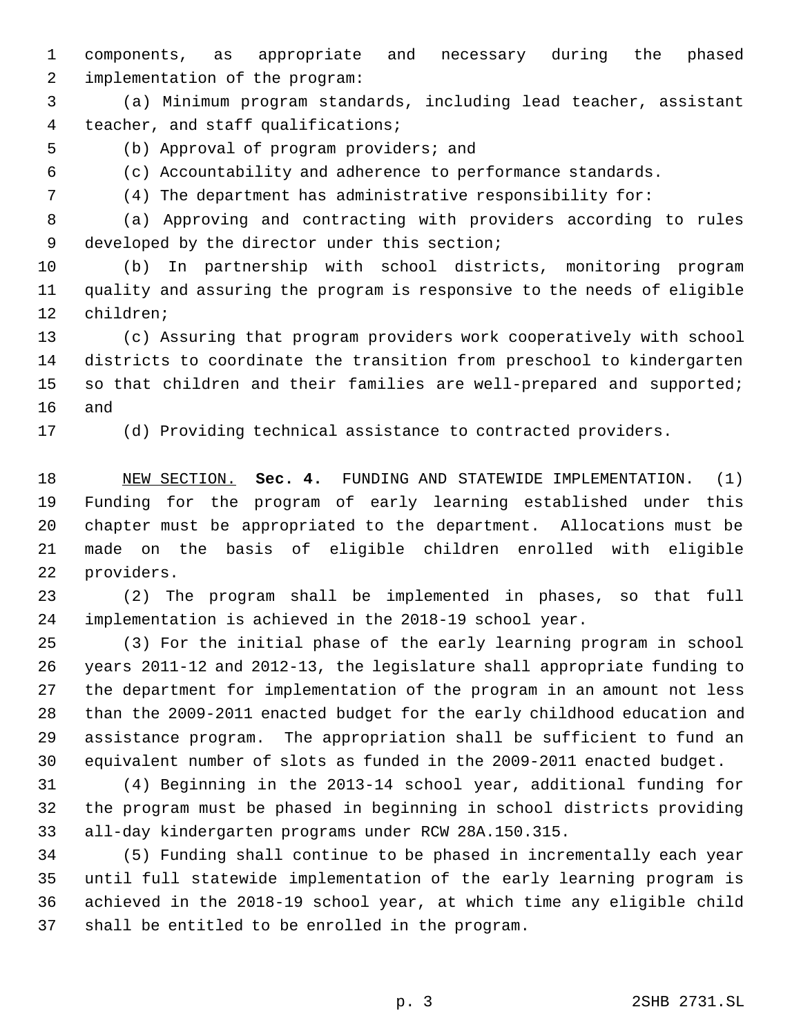components, as appropriate and necessary during the phased implementation of the program:

(a) Minimum program standards, including lead teacher, assistant teacher, and staff qualifications;

(b) Approval of program providers; and

(c) Accountability and adherence to performance standards.

(4) The department has administrative responsibility for:

(a) Approving and contracting with providers according to rules developed by the director under this section;

(b) In partnership with school districts, monitoring program quality and assuring the program is responsive to the needs of eligible children;

(c) Assuring that program providers work cooperatively with school districts to coordinate the transition from preschool to kindergarten so that children and their families are well-prepared and supported; and

(d) Providing technical assistance to contracted providers.

NEW SECTION. **Sec. 4.** FUNDING AND STATEWIDE IMPLEMENTATION. (1) Funding for the program of early learning established under this chapter must be appropriated to the department. Allocations must be made on the basis of eligible children enrolled with eligible providers.

(2) The program shall be implemented in phases, so that full implementation is achieved in the 2018-19 school year.

(3) For the initial phase of the early learning program in school years 2011-12 and 2012-13, the legislature shall appropriate funding to the department for implementation of the program in an amount not less than the 2009-2011 enacted budget for the early childhood education and assistance program. The appropriation shall be sufficient to fund an equivalent number of slots as funded in the 2009-2011 enacted budget.

(4) Beginning in the 2013-14 school year, additional funding for the program must be phased in beginning in school districts providing all-day kindergarten programs under RCW 28A.150.315.

(5) Funding shall continue to be phased in incrementally each year until full statewide implementation of the early learning program is achieved in the 2018-19 school year, at which time any eligible child shall be entitled to be enrolled in the program.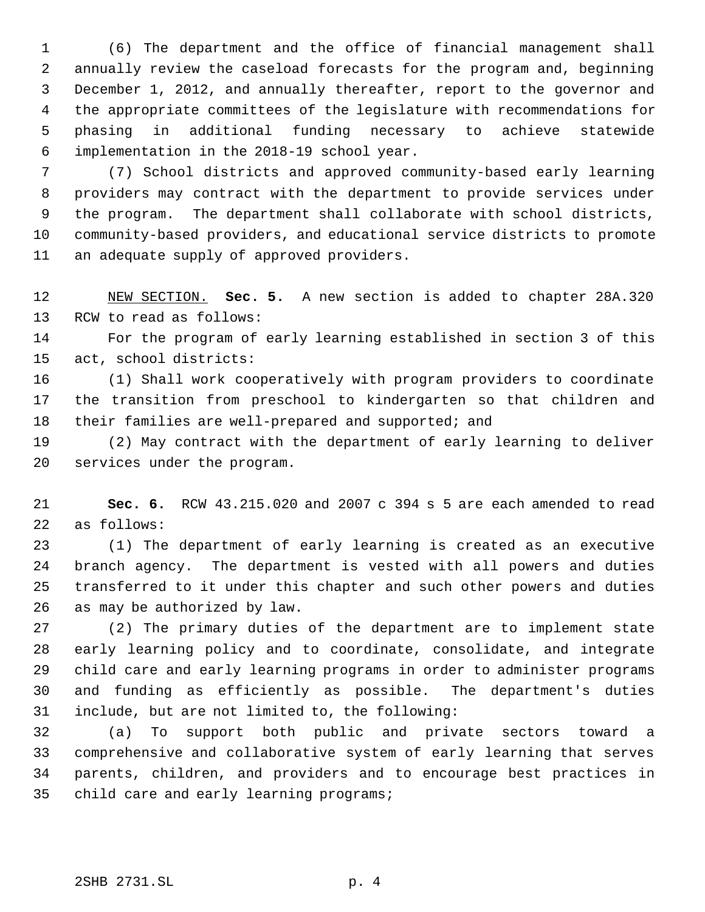(6) The department and the office of financial management shall annually review the caseload forecasts for the program and, beginning December 1, 2012, and annually thereafter, report to the governor and the appropriate committees of the legislature with recommendations for phasing in additional funding necessary to achieve statewide implementation in the 2018-19 school year.

(7) School districts and approved community-based early learning providers may contract with the department to provide services under the program. The department shall collaborate with school districts, community-based providers, and educational service districts to promote an adequate supply of approved providers.

NEW SECTION. **Sec. 5.** A new section is added to chapter 28A.320 RCW to read as follows:

For the program of early learning established in section 3 of this act, school districts:

(1) Shall work cooperatively with program providers to coordinate the transition from preschool to kindergarten so that children and their families are well-prepared and supported; and

(2) May contract with the department of early learning to deliver services under the program.

**Sec. 6.** RCW 43.215.020 and 2007 c 394 s 5 are each amended to read as follows:

(1) The department of early learning is created as an executive branch agency. The department is vested with all powers and duties transferred to it under this chapter and such other powers and duties as may be authorized by law.

(2) The primary duties of the department are to implement state early learning policy and to coordinate, consolidate, and integrate child care and early learning programs in order to administer programs and funding as efficiently as possible. The department's duties include, but are not limited to, the following:

(a) To support both public and private sectors toward a comprehensive and collaborative system of early learning that serves parents, children, and providers and to encourage best practices in child care and early learning programs;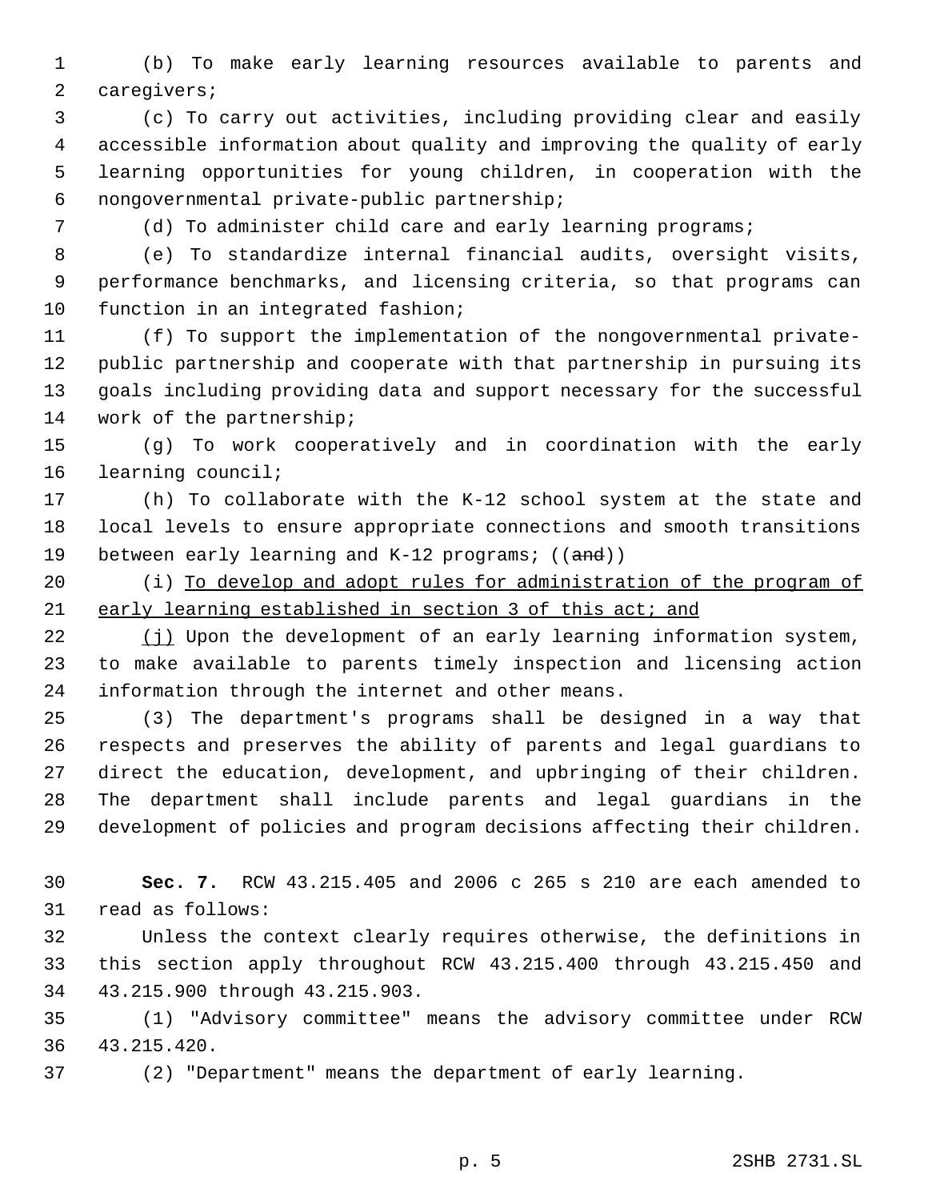(b) To make early learning resources available to parents and caregivers;

(c) To carry out activities, including providing clear and easily accessible information about quality and improving the quality of early learning opportunities for young children, in cooperation with the nongovernmental private-public partnership;

(d) To administer child care and early learning programs;

(e) To standardize internal financial audits, oversight visits, performance benchmarks, and licensing criteria, so that programs can function in an integrated fashion;

(f) To support the implementation of the nongovernmental private-public partnership and cooperate with that partnership in pursuing its goals including providing data and support necessary for the successful work of the partnership;

(g) To work cooperatively and in coordination with the early learning council;

(h) To collaborate with the K-12 school system at the state and local levels to ensure appropriate connections and smooth transitions between early learning and K-12 programs; ((~~and~~))

(i) <u>To develop and adopt rules for administration of the program of early learning established in section 3 of this act; and</u>

<u>(j)</u> Upon the development of an early learning information system, to make available to parents timely inspection and licensing action information through the internet and other means.

(3) The department's programs shall be designed in a way that respects and preserves the ability of parents and legal guardians to direct the education, development, and upbringing of their children. The department shall include parents and legal guardians in the development of policies and program decisions affecting their children.

**Sec. 7.** RCW 43.215.405 and 2006 c 265 s 210 are each amended to read as follows:

Unless the context clearly requires otherwise, the definitions in this section apply throughout RCW 43.215.400 through 43.215.450 and 43.215.900 through 43.215.903.

(1) "Advisory committee" means the advisory committee under RCW 43.215.420.

(2) "Department" means the department of early learning.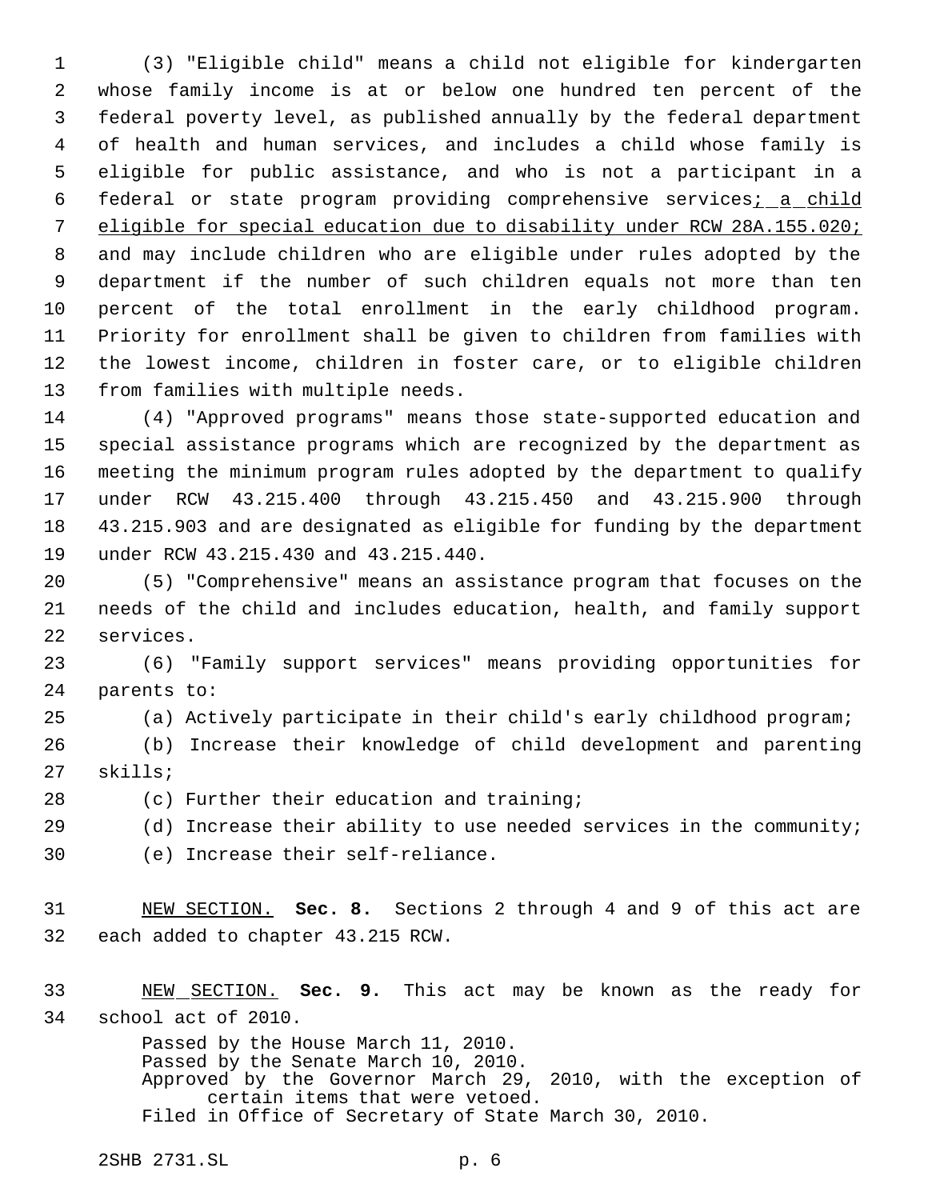(3) "Eligible child" means a child not eligible for kindergarten whose family income is at or below one hundred ten percent of the federal poverty level, as published annually by the federal department of health and human services, and includes a child whose family is eligible for public assistance, and who is not a participant in a federal or state program providing comprehensive services<u>; a child eligible for special education due to disability under RCW 28A.155.020;</u> and may include children who are eligible under rules adopted by the department if the number of such children equals not more than ten percent of the total enrollment in the early childhood program. Priority for enrollment shall be given to children from families with the lowest income, children in foster care, or to eligible children from families with multiple needs.

(4) "Approved programs" means those state-supported education and special assistance programs which are recognized by the department as meeting the minimum program rules adopted by the department to qualify under RCW 43.215.400 through 43.215.450 and 43.215.900 through 43.215.903 and are designated as eligible for funding by the department under RCW 43.215.430 and 43.215.440.

(5) "Comprehensive" means an assistance program that focuses on the needs of the child and includes education, health, and family support services.

(6) "Family support services" means providing opportunities for parents to:

(a) Actively participate in their child's early childhood program;

(b) Increase their knowledge of child development and parenting skills;

(c) Further their education and training;

(d) Increase their ability to use needed services in the community;

(e) Increase their self-reliance.

<u>NEW SECTION.</u> **Sec. 8.** Sections 2 through 4 and 9 of this act are each added to chapter 43.215 RCW.

<u>NEW SECTION.</u> **Sec. 9.** This act may be known as the ready for school act of 2010.

Passed by the House March 11, 2010.
Passed by the Senate March 10, 2010.
Approved by the Governor March 29, 2010, with the exception of certain items that were vetoed.
Filed in Office of Secretary of State March 30, 2010.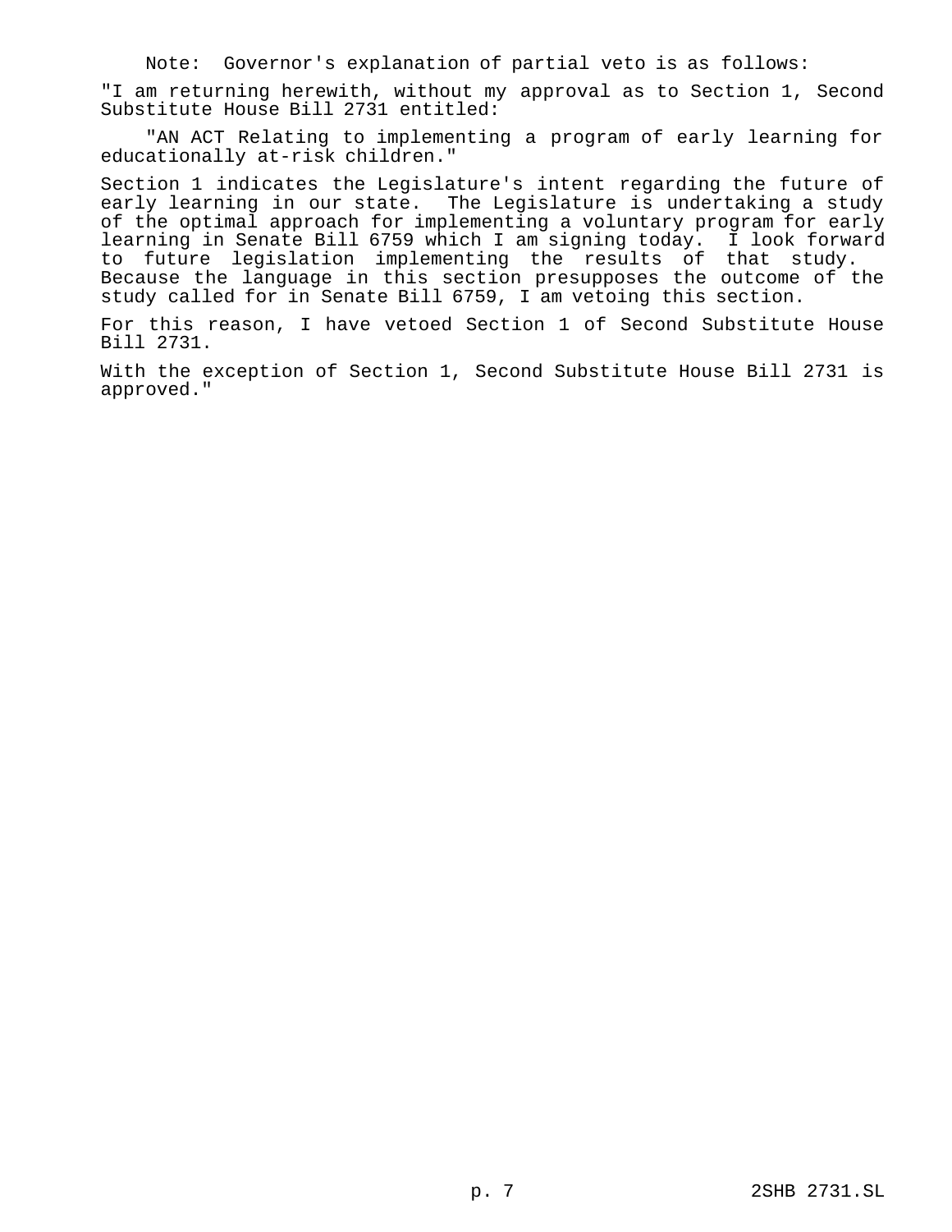Note: Governor's explanation of partial veto is as follows:

"I am returning herewith, without my approval as to Section 1, Second Substitute House Bill 2731 entitled:

"AN ACT Relating to implementing a program of early learning for educationally at-risk children."

Section 1 indicates the Legislature's intent regarding the future of early learning in our state. The Legislature is undertaking a study of the optimal approach for implementing a voluntary program for early learning in Senate Bill 6759 which I am signing today. I look forward to future legislation implementing the results of that study. Because the language in this section presupposes the outcome of the study called for in Senate Bill 6759, I am vetoing this section.

For this reason, I have vetoed Section 1 of Second Substitute House Bill 2731.

With the exception of Section 1, Second Substitute House Bill 2731 is approved."